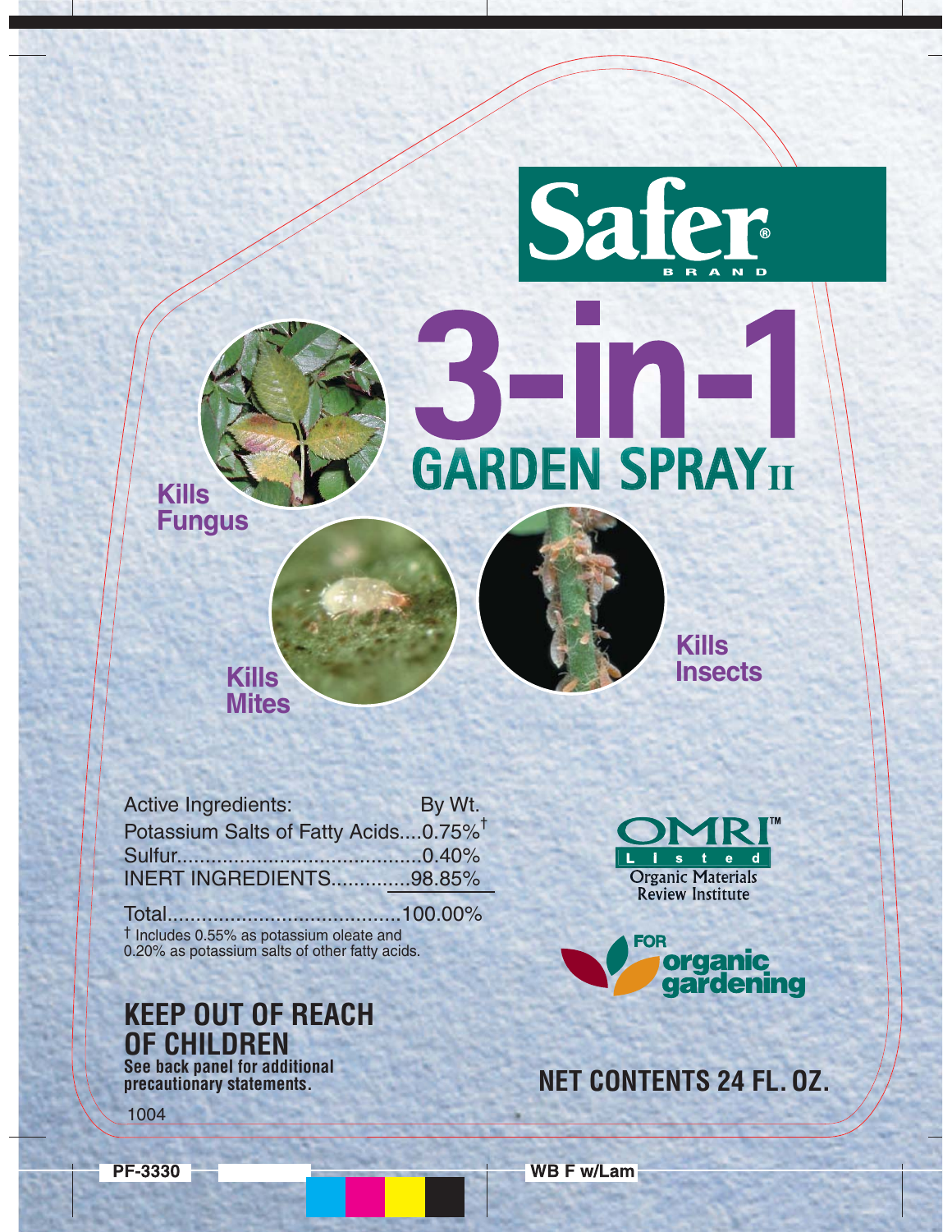# Safer® BRAND

# 3-in-1 GARDEN SPRAY II

Kills Fungus

Kills Mites

Kills Insects

| Active Ingredients: | By Wt. |
| --- | --- |
| Potassium Salts of Fatty Acids | 0.75%† |
| Sulfur | 0.40% |
| INERT INGREDIENTS | 98.85% |
| Total | 100.00% |

† Includes 0.55% as potassium oleate and 0.20% as potassium salts of other fatty acids.

OMRI™ Listed
Organic Materials Review Institute

FOR organic gardening

## KEEP OUT OF REACH OF CHILDREN

**See back panel for additional precautionary statements.**

**NET CONTENTS 24 FL. OZ.**

1004

PF-3330

WB F w/Lam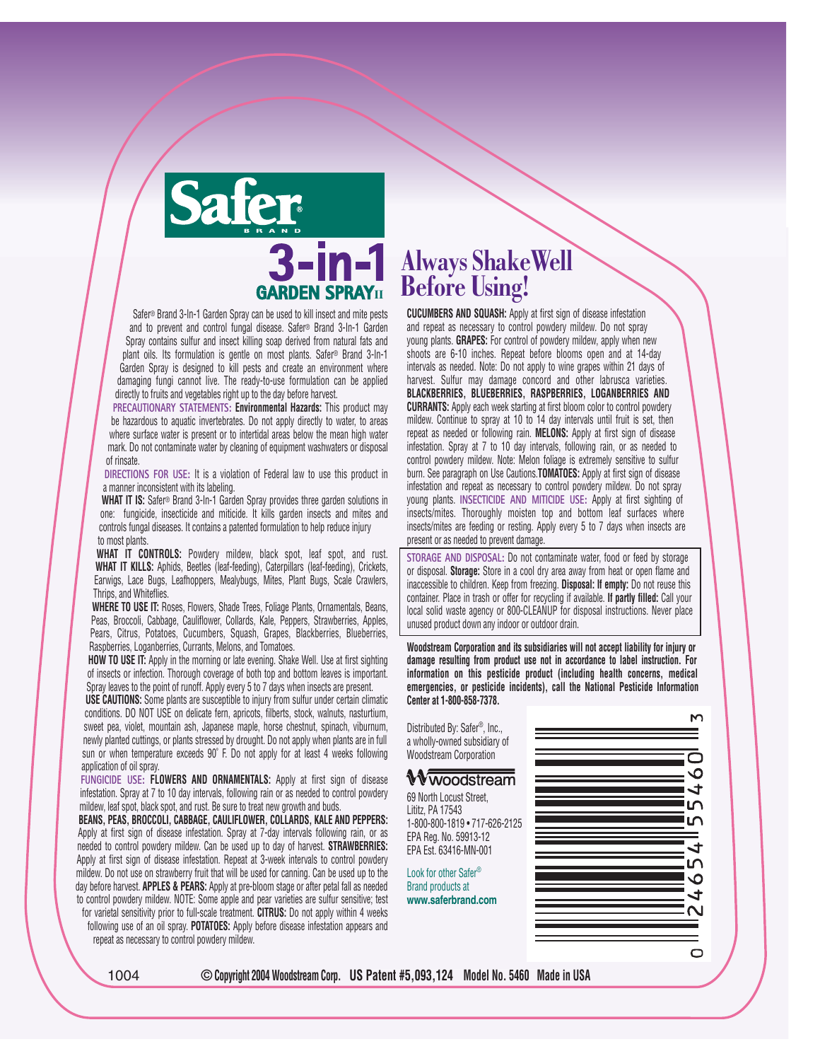# Safer® BRAND

## 3-in-1 GARDEN SPRAY II

Safer® Brand 3-In-1 Garden Spray can be used to kill insect and mite pests and to prevent and control fungal disease. Safer® Brand 3-In-1 Garden Spray contains sulfur and insect killing soap derived from natural fats and plant oils. Its formulation is gentle on most plants. Safer® Brand 3-In-1 Garden Spray is designed to kill pests and create an environment where damaging fungi cannot live. The ready-to-use formulation can be applied directly to fruits and vegetables right up to the day before harvest.

PRECAUTIONARY STATEMENTS: **Environmental Hazards:** This product may be hazardous to aquatic invertebrates. Do not apply directly to water, to areas where surface water is present or to intertidal areas below the mean high water mark. Do not contaminate water by cleaning of equipment washwaters or disposal of rinsate.

DIRECTIONS FOR USE: It is a violation of Federal law to use this product in a manner inconsistent with its labeling.

**WHAT IT IS:** Safer® Brand 3-In-1 Garden Spray provides three garden solutions in one: fungicide, insecticide and miticide. It kills garden insects and mites and controls fungal diseases. It contains a patented formulation to help reduce injury to most plants.

**WHAT IT CONTROLS:** Powdery mildew, black spot, leaf spot, and rust.

**WHAT IT KILLS:** Aphids, Beetles (leaf-feeding), Caterpillars (leaf-feeding), Crickets, Earwigs, Lace Bugs, Leafhoppers, Mealybugs, Mites, Plant Bugs, Scale Crawlers, Thrips, and Whiteflies.

**WHERE TO USE IT:** Roses, Flowers, Shade Trees, Foliage Plants, Ornamentals, Beans, Peas, Broccoli, Cabbage, Cauliflower, Collards, Kale, Peppers, Strawberries, Apples, Pears, Citrus, Potatoes, Cucumbers, Squash, Grapes, Blackberries, Blueberries, Raspberries, Loganberries, Currants, Melons, and Tomatoes.

**HOW TO USE IT:** Apply in the morning or late evening. Shake Well. Use at first sighting of insects or infection. Thorough coverage of both top and bottom leaves is important. Spray leaves to the point of runoff. Apply every 5 to 7 days when insects are present.

**USE CAUTIONS:** Some plants are susceptible to injury from sulfur under certain climatic conditions. DO NOT USE on delicate fern, apricots, filberts, stock, walnuts, nasturtium, sweet pea, violet, mountain ash, Japanese maple, horse chestnut, spinach, viburnum, newly planted cuttings, or plants stressed by drought. Do not apply when plants are in full sun or when temperature exceeds 90° F. Do not apply for at least 4 weeks following application of oil spray.

FUNGICIDE USE: **FLOWERS AND ORNAMENTALS:** Apply at first sign of disease infestation. Spray at 7 to 10 day intervals, following rain or as needed to control powdery mildew, leaf spot, black spot, and rust. Be sure to treat new growth and buds.

**BEANS, PEAS, BROCCOLI, CABBAGE, CAULIFLOWER, COLLARDS, KALE AND PEPPERS:** Apply at first sign of disease infestation. Spray at 7-day intervals following rain, or as needed to control powdery mildew. Can be used up to day of harvest. **STRAWBERRIES:** Apply at first sign of disease infestation. Repeat at 3-week intervals to control powdery mildew. Do not use on strawberry fruit that will be used for canning. Can be used up to the day before harvest. **APPLES & PEARS:** Apply at pre-bloom stage or after petal fall as needed to control powdery mildew. NOTE: Some apple and pear varieties are sulfur sensitive; test for varietal sensitivity prior to full-scale treatment. **CITRUS:** Do not apply within 4 weeks following use of an oil spray. **POTATOES:** Apply before disease infestation appears and repeat as necessary to control powdery mildew.

## Always Shake Well Before Using!

**CUCUMBERS AND SQUASH:** Apply at first sign of disease infestation and repeat as necessary to control powdery mildew. Do not spray young plants. **GRAPES:** For control of powdery mildew, apply when new shoots are 6-10 inches. Repeat before blooms open and at 14-day intervals as needed. Note: Do not apply to wine grapes within 21 days of harvest. Sulfur may damage concord and other labrusca varieties. **BLACKBERRIES, BLUEBERRIES, RASPBERRIES, LOGANBERRIES AND CURRANTS:** Apply each week starting at first bloom color to control powdery mildew. Continue to spray at 10 to 14 day intervals until fruit is set, then repeat as needed or following rain. **MELONS:** Apply at first sign of disease infestation. Spray at 7 to 10 day intervals, following rain, or as needed to control powdery mildew. Note: Melon foliage is extremely sensitive to sulfur burn. See paragraph on Use Cautions. **TOMATOES:** Apply at first sign of disease infestation and repeat as necessary to control powdery mildew. Do not spray young plants. INSECTICIDE AND MITICIDE USE: Apply at first sighting of insects/mites. Thoroughly moisten top and bottom leaf surfaces where insects/mites are feeding or resting. Apply every 5 to 7 days when insects are present or as needed to prevent damage.

STORAGE AND DISPOSAL: Do not contaminate water, food or feed by storage or disposal. **Storage:** Store in a cool dry area away from heat or open flame and inaccessible to children. Keep from freezing. **Disposal: If empty:** Do not reuse this container. Place in trash or offer for recycling if available. **If partly filled:** Call your local solid waste agency or 800-CLEANUP for disposal instructions. Never place unused product down any indoor or outdoor drain.

**Woodstream Corporation and its subsidiaries will not accept liability for injury or damage resulting from product use not in accordance to label instruction. For information on this pesticide product (including health concerns, medical emergencies, or pesticide incidents), call the National Pesticide Information Center at 1-800-858-7378.**

Distributed By: Safer®, Inc., a wholly-owned subsidiary of Woodstream Corporation

woodstream

69 North Locust Street,
Lititz, PA 17543
1-800-800-1819 • 717-626-2125
EPA Reg. No. 59913-12
EPA Est. 63416-MN-001

Look for other Safer® Brand products at **www.saferbrand.com**

0 24654 55460 3

1004 **© Copyright 2004 Woodstream Corp. US Patent #5,093,124 Model No. 5460 Made in USA**